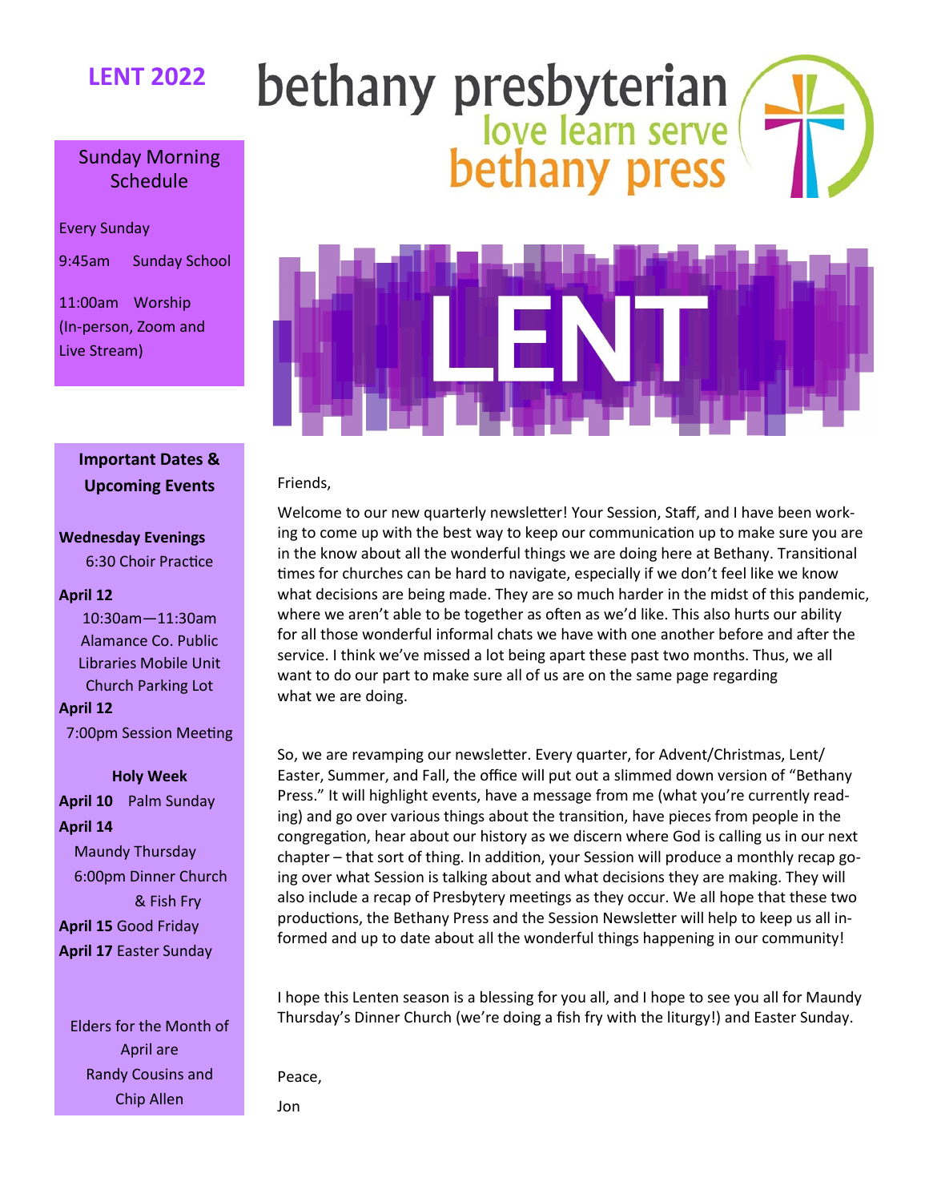# bethany presbyterian

love learn serve

## bethany press

**LENT 2022**

### Sunday Morning Schedule

Every Sunday

9:45am Sunday School

11:00am Worship (In-person, Zoom and Live Stream)

### Important Dates & Upcoming Events

**Wednesday Evenings**
6:30 Choir Practice

**April 12**
10:30am—11:30am Alamance Co. Public Libraries Mobile Unit Church Parking Lot

**April 12**
7:00pm Session Meeting

**Holy Week**

**April 10** Palm Sunday

**April 14**
Maundy Thursday
6:00pm Dinner Church & Fish Fry

**April 15** Good Friday

**April 17** Easter Sunday

Elders for the Month of April are Randy Cousins and Chip Allen

# LENT

Friends,

Welcome to our new quarterly newsletter! Your Session, Staff, and I have been working to come up with the best way to keep our communication up to make sure you are in the know about all the wonderful things we are doing here at Bethany. Transitional times for churches can be hard to navigate, especially if we don't feel like we know what decisions are being made. They are so much harder in the midst of this pandemic, where we aren't able to be together as often as we'd like. This also hurts our ability for all those wonderful informal chats we have with one another before and after the service. I think we've missed a lot being apart these past two months. Thus, we all want to do our part to make sure all of us are on the same page regarding what we are doing.

So, we are revamping our newsletter. Every quarter, for Advent/Christmas, Lent/Easter, Summer, and Fall, the office will put out a slimmed down version of "Bethany Press." It will highlight events, have a message from me (what you're currently reading) and go over various things about the transition, have pieces from people in the congregation, hear about our history as we discern where God is calling us in our next chapter – that sort of thing. In addition, your Session will produce a monthly recap going over what Session is talking about and what decisions they are making. They will also include a recap of Presbytery meetings as they occur. We all hope that these two productions, the Bethany Press and the Session Newsletter will help to keep us all informed and up to date about all the wonderful things happening in our community!

I hope this Lenten season is a blessing for you all, and I hope to see you all for Maundy Thursday's Dinner Church (we're doing a fish fry with the liturgy!) and Easter Sunday.

Peace,

Jon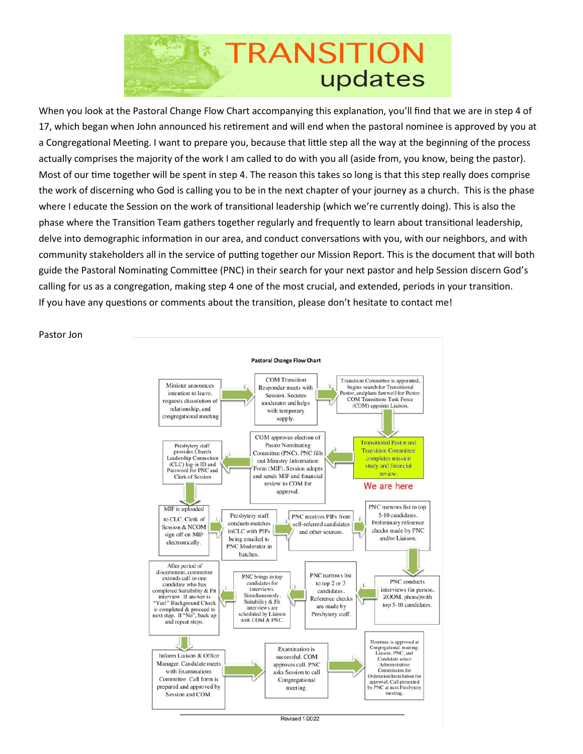# TRANSITION updates

When you look at the Pastoral Change Flow Chart accompanying this explanation, you'll find that we are in step 4 of 17, which began when John announced his retirement and will end when the pastoral nominee is approved by you at a Congregational Meeting. I want to prepare you, because that little step all the way at the beginning of the process actually comprises the majority of the work I am called to do with you all (aside from, you know, being the pastor). Most of our time together will be spent in step 4. The reason this takes so long is that this step really does comprise the work of discerning who God is calling you to be in the next chapter of your journey as a church. This is the phase where I educate the Session on the work of transitional leadership (which we're currently doing). This is also the phase where the Transition Team gathers together regularly and frequently to learn about transitional leadership, delve into demographic information in our area, and conduct conversations with you, with our neighbors, and with community stakeholders all in the service of putting together our Mission Report. This is the document that will both guide the Pastoral Nominating Committee (PNC) in their search for your next pastor and help Session discern God's calling for us as a congregation, making step 4 one of the most crucial, and extended, periods in your transition.

If you have any questions or comments about the transition, please don't hesitate to contact me!

Pastor Jon

**Pastoral Change Flow Chart**

1. Minister announces intention to leave, requests dissolution of relationship, and congregational meeting
2. COM Transition Responder meets with Session. Secures moderator and helps with temporary supply.
3. Transition Committee is appointed, begins search for Transitional Pastor, and plans farewell for Pastor. COM Transitions Task Force (COM) appoints Liaison.
4. Transitional Pastor and Transition Committee completes mission study and financial review. **We are here**
5. COM approves election of Pastor Nominating Committee (PNC). PNC fills out Ministry Information Form (MIF). Session adopts and sends MIF and financial review to COM for approval.
6. Presbytery staff provides Church Leadership Connection (CLC) log-in ID and Password for PNC and Clerk of Session
7. MIF is uploaded to CLC. Clerk of Session & NCOM sign off on MIF electronically.
8. Presbytery staff conducts matches in CLC with PIFs being emailed to PNC Moderator in batches.
9. PNC receives PIFs from self-referred candidates and other sources.
10. PNC narrows list to top 5-10 candidates. Preliminary reference checks made by PNC and/or Liaison.
11. PNC conducts interviews (in person, ZOOM, phone) with top 5-10 candidates.
12. PNC narrows list to top 2 or 3 candidates. Reference checks are made by Presbytery staff.
13. PNC brings in top candidates for interviews. Simultaneously, Suitability & Fit interviews are scheduled by Liaison with COM & PNC.
14. After period of discernment, committee extends call to one candidate who has completed Suitability & Fit interview. If answer is "Yes!" Background Check is completed & proceed to next step. If "No", back up and repeat steps.
15. Inform Liaison & Office Manager. Candidate meets with Examinations Committee. Call form is prepared and approved by Session and COM.
16. Examination is successful. COM approves call. PNC asks Session to call Congregational meeting.
17. Nominee is approved at Congregational meeting. Liaison, PNC, and Candidate select Administrative Commission for Ordination/Installation for approval. Call presented by PNC at next Presbytery meeting.

Revised 1/2022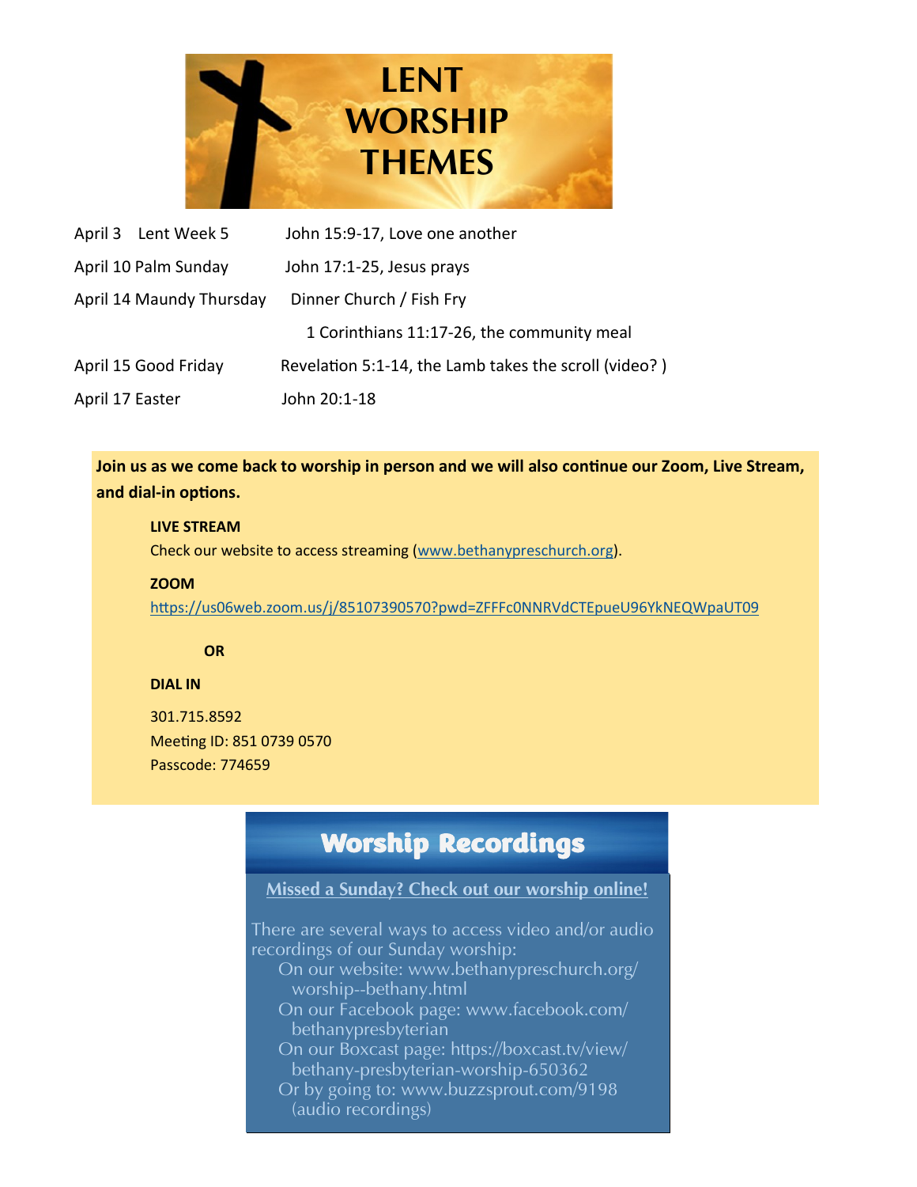# LENT WORSHIP THEMES

| | |
|---|---|
| April 3 Lent Week 5 | John 15:9-17, Love one another |
| April 10 Palm Sunday | John 17:1-25, Jesus prays |
| April 14 Maundy Thursday | Dinner Church / Fish Fry |
| | 1 Corinthians 11:17-26, the community meal |
| April 15 Good Friday | Revelation 5:1-14, the Lamb takes the scroll (video? ) |
| April 17 Easter | John 20:1-18 |

**Join us as we come back to worship in person and we will also continue our Zoom, Live Stream, and dial-in options.**

**LIVE STREAM**

Check our website to access streaming (www.bethanypreschurch.org).

**ZOOM**

https://us06web.zoom.us/j/85107390570?pwd=ZFFFc0NNRVdCTEpueU96YkNEQWpaUT09

**OR**

**DIAL IN**

301.715.8592
Meeting ID: 851 0739 0570
Passcode: 774659

## Worship Recordings

**Missed a Sunday? Check out our worship online!**

There are several ways to access video and/or audio recordings of our Sunday worship:

- On our website: www.bethanypreschurch.org/worship--bethany.html
- On our Facebook page: www.facebook.com/bethanypresbyterian
- On our Boxcast page: https://boxcast.tv/view/bethany-presbyterian-worship-650362
- Or by going to: www.buzzsprout.com/9198 (audio recordings)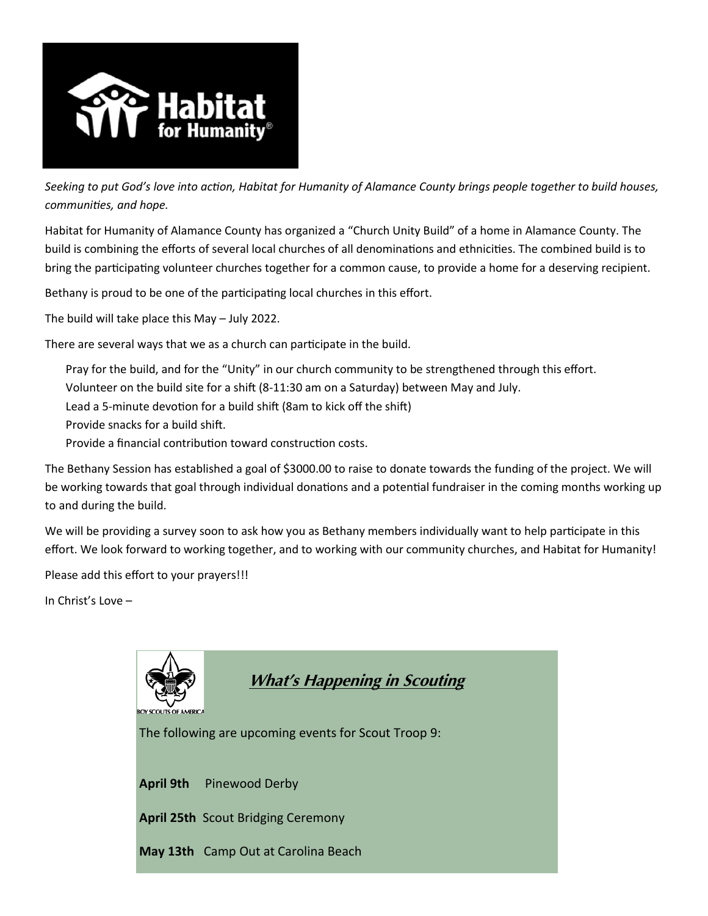Habitat for Humanity

*Seeking to put God's love into action, Habitat for Humanity of Alamance County brings people together to build houses, communities, and hope.*

Habitat for Humanity of Alamance County has organized a "Church Unity Build" of a home in Alamance County. The build is combining the efforts of several local churches of all denominations and ethnicities. The combined build is to bring the participating volunteer churches together for a common cause, to provide a home for a deserving recipient.

Bethany is proud to be one of the participating local churches in this effort.

The build will take place this May – July 2022.

There are several ways that we as a church can participate in the build.

- Pray for the build, and for the "Unity" in our church community to be strengthened through this effort.
- Volunteer on the build site for a shift (8-11:30 am on a Saturday) between May and July.
- Lead a 5-minute devotion for a build shift (8am to kick off the shift)
- Provide snacks for a build shift.
- Provide a financial contribution toward construction costs.

The Bethany Session has established a goal of $3000.00 to raise to donate towards the funding of the project. We will be working towards that goal through individual donations and a potential fundraiser in the coming months working up to and during the build.

We will be providing a survey soon to ask how you as Bethany members individually want to help participate in this effort. We look forward to working together, and to working with our community churches, and Habitat for Humanity!

Please add this effort to your prayers!!!

In Christ's Love –

## What's Happening in Scouting

The following are upcoming events for Scout Troop 9:

**April 9th** Pinewood Derby

**April 25th** Scout Bridging Ceremony

**May 13th** Camp Out at Carolina Beach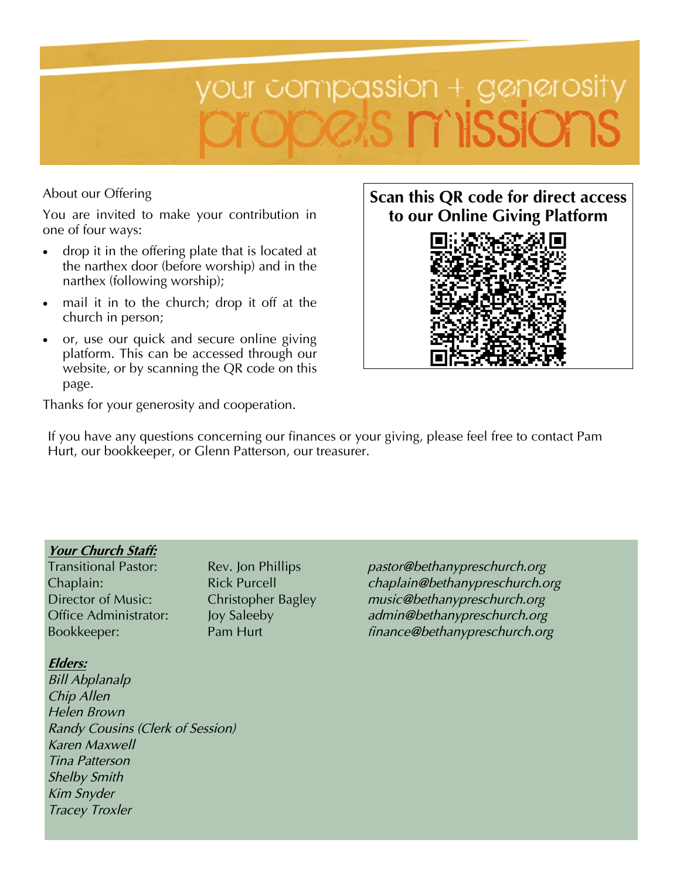# your compassion + generosity propels missions

About our Offering

You are invited to make your contribution in one of four ways:

- drop it in the offering plate that is located at the narthex door (before worship) and in the narthex (following worship);
- mail it in to the church; drop it off at the church in person;
- or, use our quick and secure online giving platform. This can be accessed through our website, or by scanning the QR code on this page.

Thanks for your generosity and cooperation.

**Scan this QR code for direct access to our Online Giving Platform**

If you have any questions concerning our finances or your giving, please feel free to contact Pam Hurt, our bookkeeper, or Glenn Patterson, our treasurer.

***Your Church Staff:***

| | | |
|---|---|---|
| Transitional Pastor: | Rev. Jon Phillips | *pastor@bethanypreschurch.org* |
| Chaplain: | Rick Purcell | *chaplain@bethanypreschurch.org* |
| Director of Music: | Christopher Bagley | *music@bethanypreschurch.org* |
| Office Administrator: | Joy Saleeby | *admin@bethanypreschurch.org* |
| Bookkeeper: | Pam Hurt | *finance@bethanypreschurch.org* |

***Elders:***

*Bill Abplanalp*
*Chip Allen*
*Helen Brown*
*Randy Cousins (Clerk of Session)*
*Karen Maxwell*
*Tina Patterson*
*Shelby Smith*
*Kim Snyder*
*Tracey Troxler*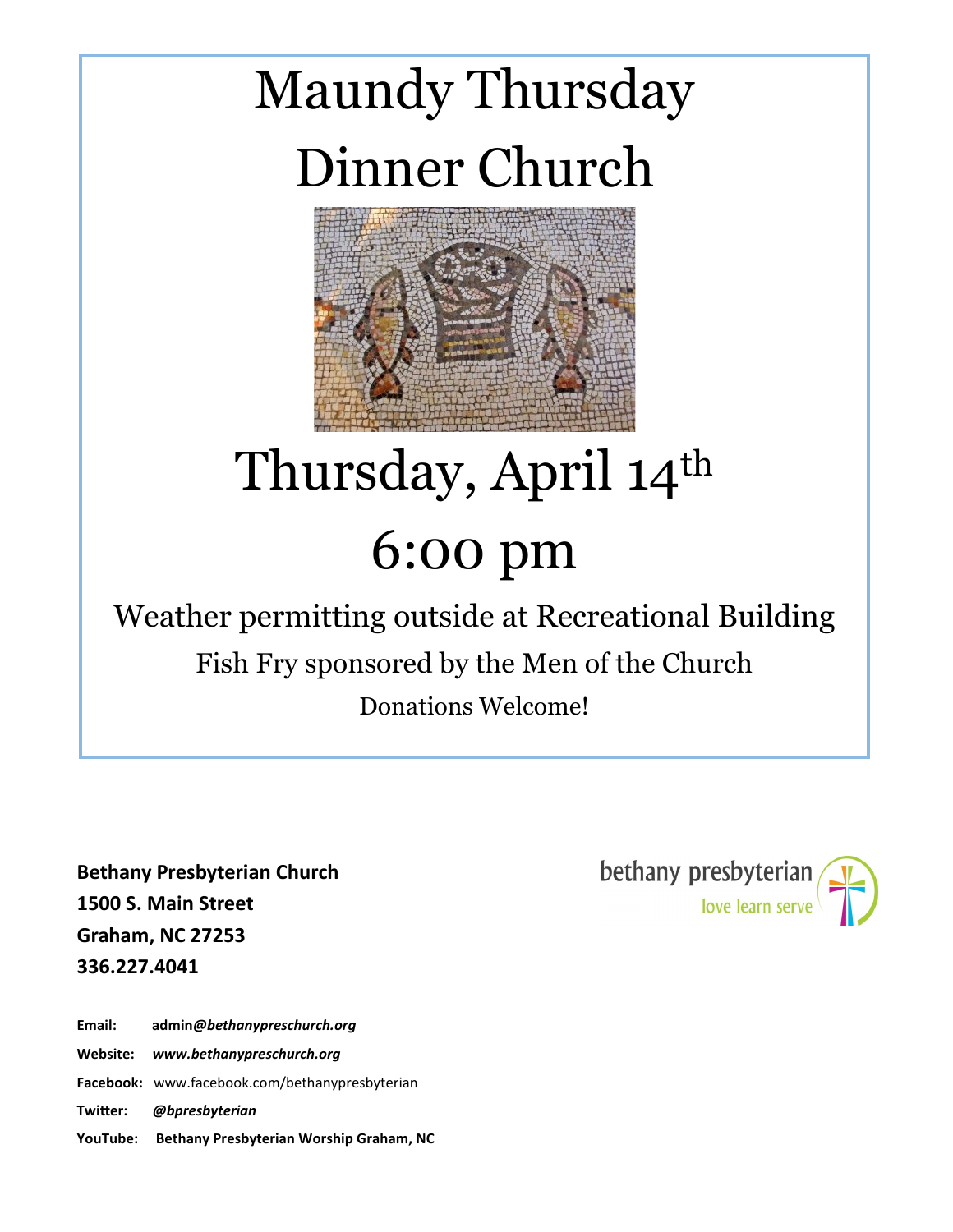# Maundy Thursday Dinner Church

## Thursday, April 14th

## 6:00 pm

Weather permitting outside at Recreational Building

Fish Fry sponsored by the Men of the Church

Donations Welcome!

**Bethany Presbyterian Church**
**1500 S. Main Street**
**Graham, NC 27253**
**336.227.4041**

bethany presbyterian
love learn serve

**Email:** **admin*@bethanypreschurch.org***

**Website:** ***www.bethanypreschurch.org***

**Facebook:** www.facebook.com/bethanypresbyterian

**Twitter:** ***@bpresbyterian***

**YouTube:** **Bethany Presbyterian Worship Graham, NC**